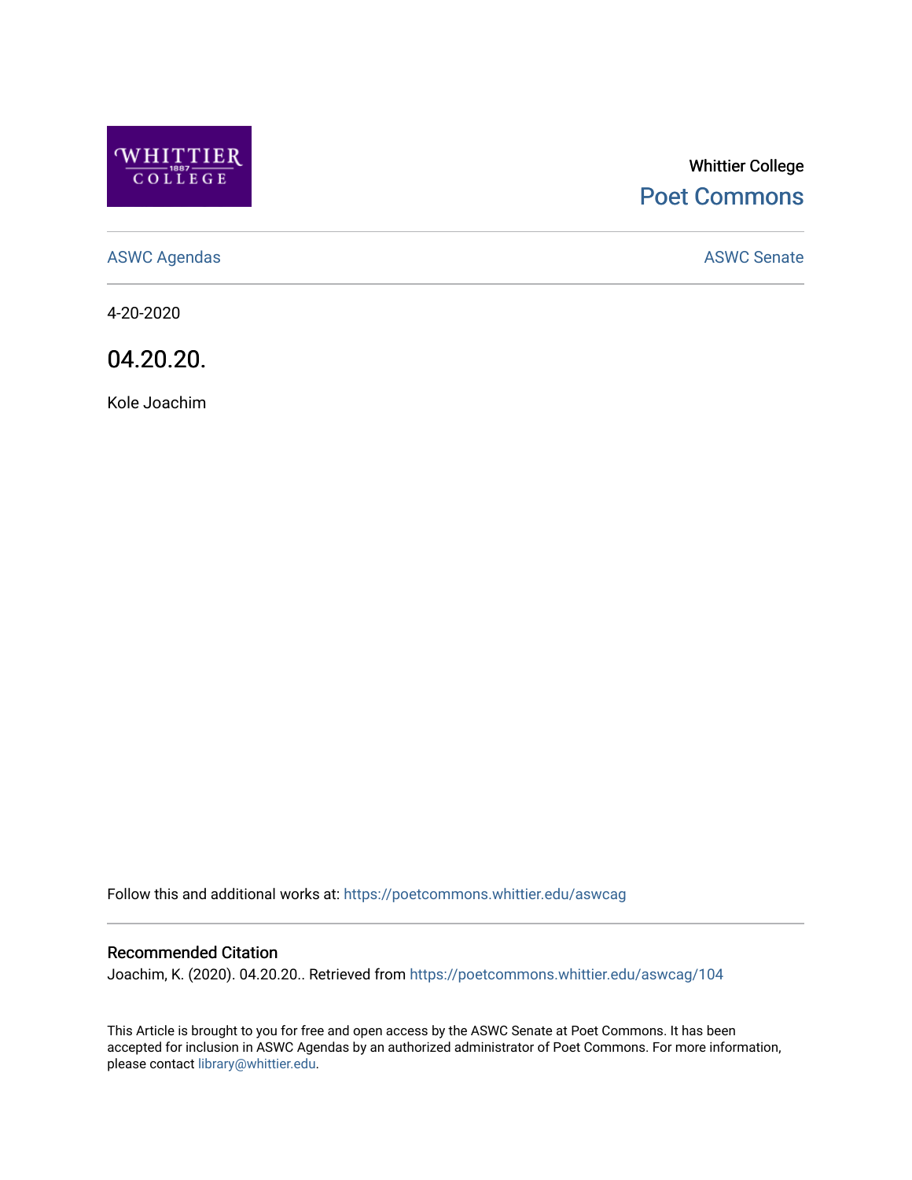Whittier College

Poet Commons

ASWC Agendas

ASWC Senate

4-20-2020

# 04.20.20.

Kole Joachim

Follow this and additional works at: https://poetcommons.whittier.edu/aswcag

## Recommended Citation

Joachim, K. (2020). 04.20.20.. Retrieved from https://poetcommons.whittier.edu/aswcag/104

This Article is brought to you for free and open access by the ASWC Senate at Poet Commons. It has been accepted for inclusion in ASWC Agendas by an authorized administrator of Poet Commons. For more information, please contact library@whittier.edu.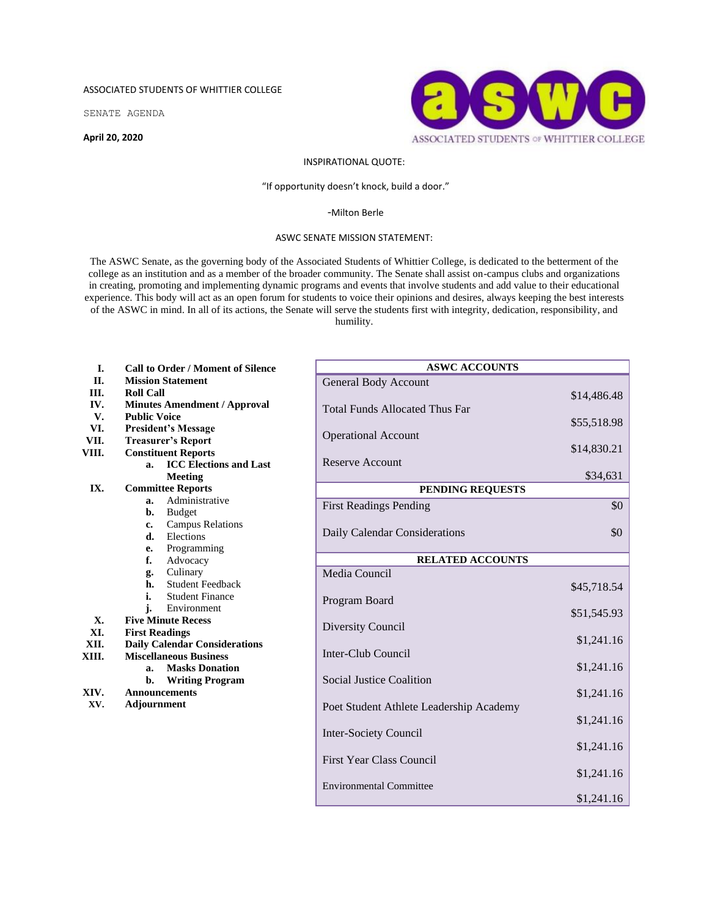ASSOCIATED STUDENTS OF WHITTIER COLLEGE

SENATE AGENDA

**April 20, 2020**

ASSOCIATED STUDENTS OF WHITTIER COLLEGE

INSPIRATIONAL QUOTE:

"If opportunity doesn't knock, build a door."

-Milton Berle

ASWC SENATE MISSION STATEMENT:

The ASWC Senate, as the governing body of the Associated Students of Whittier College, is dedicated to the betterment of the college as an institution and as a member of the broader community. The Senate shall assist on-campus clubs and organizations in creating, promoting and implementing dynamic programs and events that involve students and add value to their educational experience. This body will act as an open forum for students to voice their opinions and desires, always keeping the best interests of the ASWC in mind. In all of its actions, the Senate will serve the students first with integrity, dedication, responsibility, and humility.

I. **Call to Order / Moment of Silence**
II. **Mission Statement**
III. **Roll Call**
IV. **Minutes Amendment / Approval**
V. **Public Voice**
VI. **President's Message**
VII. **Treasurer's Report**
VIII. **Constituent Reports**
  a. **ICC Elections and Last Meeting**
IX. **Committee Reports**
  a. Administrative
  b. Budget
  c. Campus Relations
  d. Elections
  e. Programming
  f. Advocacy
  g. Culinary
  h. Student Feedback
  i. Student Finance
  j. Environment
X. **Five Minute Recess**
XI. **First Readings**
XII. **Daily Calendar Considerations**
XIII. **Miscellaneous Business**
  a. **Masks Donation**
  b. **Writing Program**
XIV. **Announcements**
XV. **Adjournment**

| **ASWC ACCOUNTS** | |
|---|---|
| General Body Account | $14,486.48 |
| Total Funds Allocated Thus Far | $55,518.98 |
| Operational Account | $14,830.21 |
| Reserve Account | $34,631 |
| **PENDING REQUESTS** | |
| First Readings Pending | $0 |
| Daily Calendar Considerations | $0 |
| **RELATED ACCOUNTS** | |
| Media Council | $45,718.54 |
| Program Board | $51,545.93 |
| Diversity Council | $1,241.16 |
| Inter-Club Council | $1,241.16 |
| Social Justice Coalition | $1,241.16 |
| Poet Student Athlete Leadership Academy | $1,241.16 |
| Inter-Society Council | $1,241.16 |
| First Year Class Council | $1,241.16 |
| Environmental Committee | $1,241.16 |